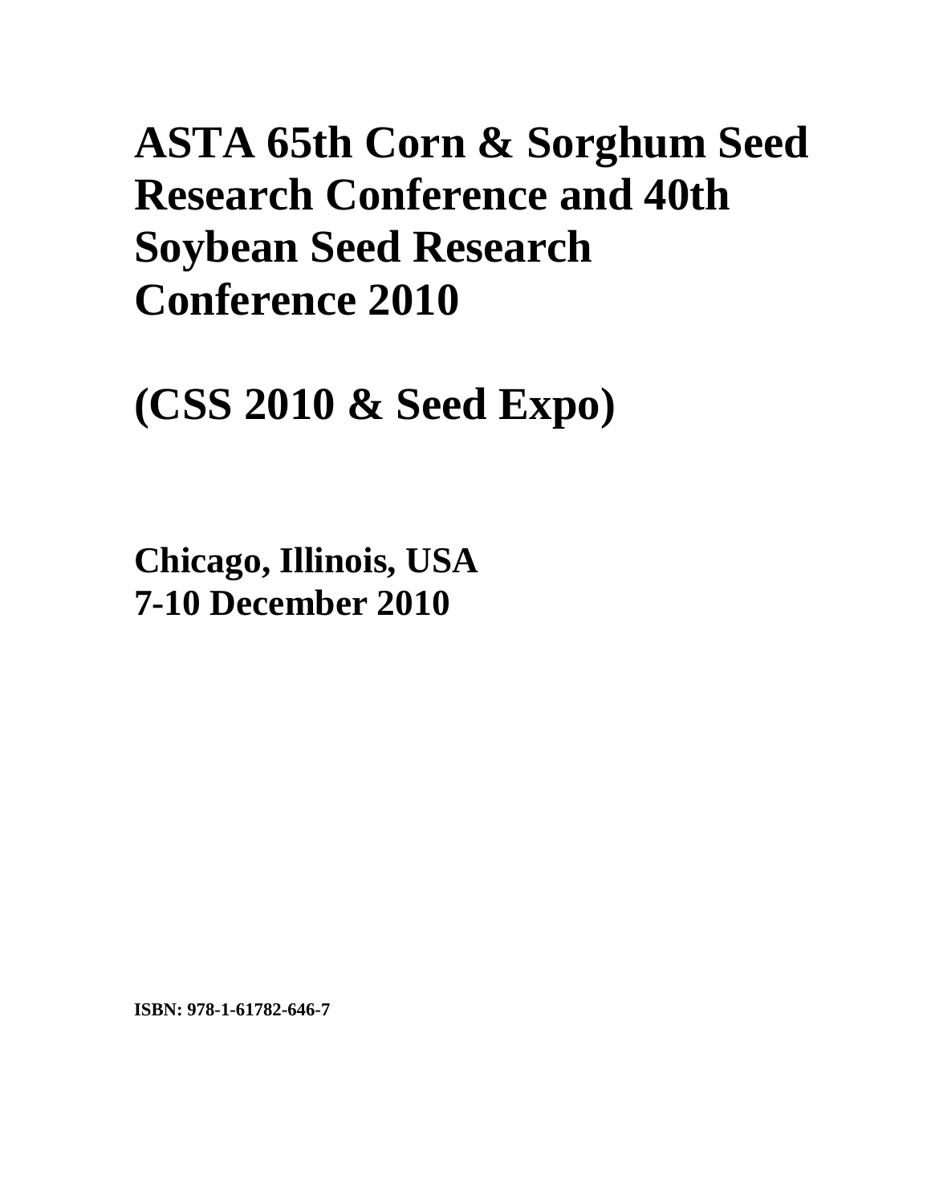# ASTA 65th Corn & Sorghum Seed Research Conference and 40th Soybean Seed Research Conference 2010

# (CSS 2010 & Seed Expo)

**Chicago, Illinois, USA**
**7-10 December 2010**

**ISBN: 978-1-61782-646-7**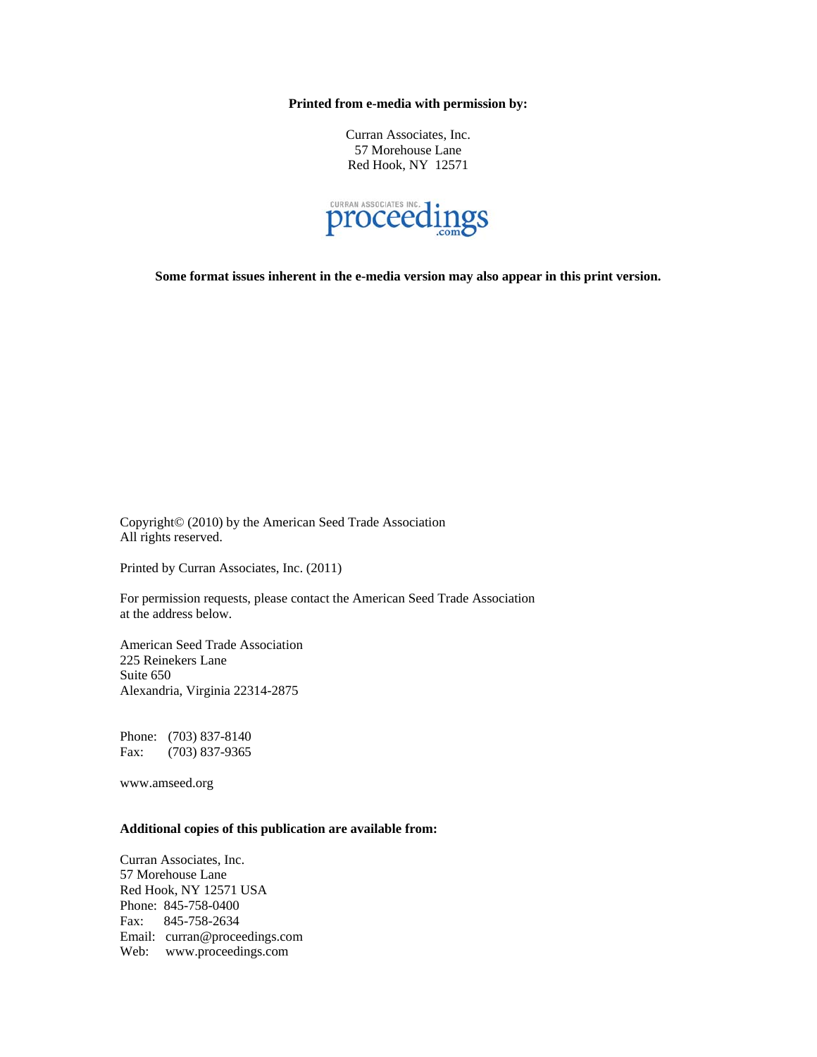**Printed from e-media with permission by:**

Curran Associates, Inc.
57 Morehouse Lane
Red Hook, NY 12571

CURRAN ASSOCIATES INC. proceedings .com

**Some format issues inherent in the e-media version may also appear in this print version.**

Copyright© (2010) by the American Seed Trade Association
All rights reserved.

Printed by Curran Associates, Inc. (2011)

For permission requests, please contact the American Seed Trade Association at the address below.

American Seed Trade Association
225 Reinekers Lane
Suite 650
Alexandria, Virginia 22314-2875

Phone: (703) 837-8140
Fax: (703) 837-9365

www.amseed.org

**Additional copies of this publication are available from:**

Curran Associates, Inc.
57 Morehouse Lane
Red Hook, NY 12571 USA
Phone: 845-758-0400
Fax: 845-758-2634
Email: curran@proceedings.com
Web: www.proceedings.com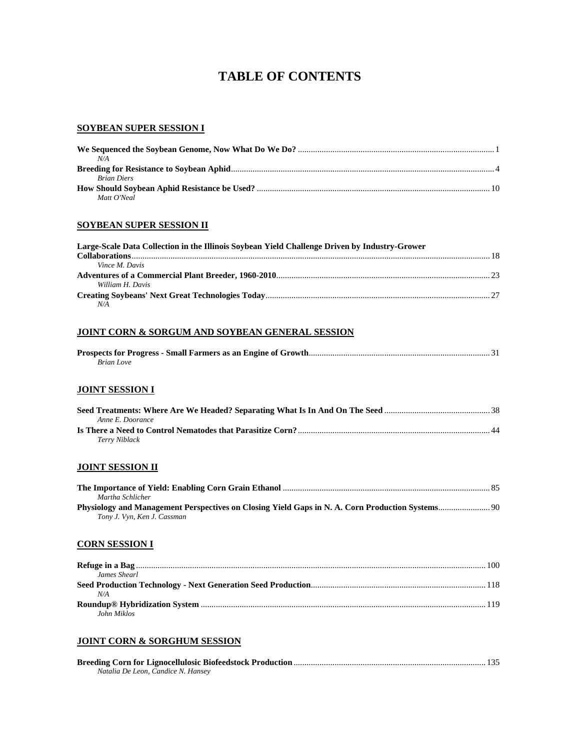# TABLE OF CONTENTS

## SOYBEAN SUPER SESSION I

**We Sequenced the Soybean Genome, Now What Do We Do?** .......... 1
*N/A*

**Breeding for Resistance to Soybean Aphid** .......... 4
*Brian Diers*

**How Should Soybean Aphid Resistance be Used?** .......... 10
*Matt O'Neal*

## SOYBEAN SUPER SESSION II

**Large-Scale Data Collection in the Illinois Soybean Yield Challenge Driven by Industry-Grower Collaborations** .......... 18
*Vince M. Davis*

**Adventures of a Commercial Plant Breeder, 1960-2010** .......... 23
*William H. Davis*

**Creating Soybeans' Next Great Technologies Today** .......... 27
*N/A*

## JOINT CORN & SORGUM AND SOYBEAN GENERAL SESSION

**Prospects for Progress - Small Farmers as an Engine of Growth** .......... 31
*Brian Love*

## JOINT SESSION I

**Seed Treatments: Where Are We Headed? Separating What Is In And On The Seed** .......... 38
*Anne E. Doorance*

**Is There a Need to Control Nematodes that Parasitize Corn?** .......... 44
*Terry Niblack*

## JOINT SESSION II

**The Importance of Yield: Enabling Corn Grain Ethanol** .......... 85
*Martha Schlicher*

**Physiology and Management Perspectives on Closing Yield Gaps in N. A. Corn Production Systems** .......... 90
*Tony J. Vyn, Ken J. Cassman*

## CORN SESSION I

**Refuge in a Bag** .......... 100
*James Shearl*

**Seed Production Technology - Next Generation Seed Production** .......... 118
*N/A*

**Roundup® Hybridization System** .......... 119
*John Miklos*

## JOINT CORN & SORGHUM SESSION

**Breeding Corn for Lignocellulosic Biofeedstock Production** .......... 135
*Natalia De Leon, Candice N. Hansey*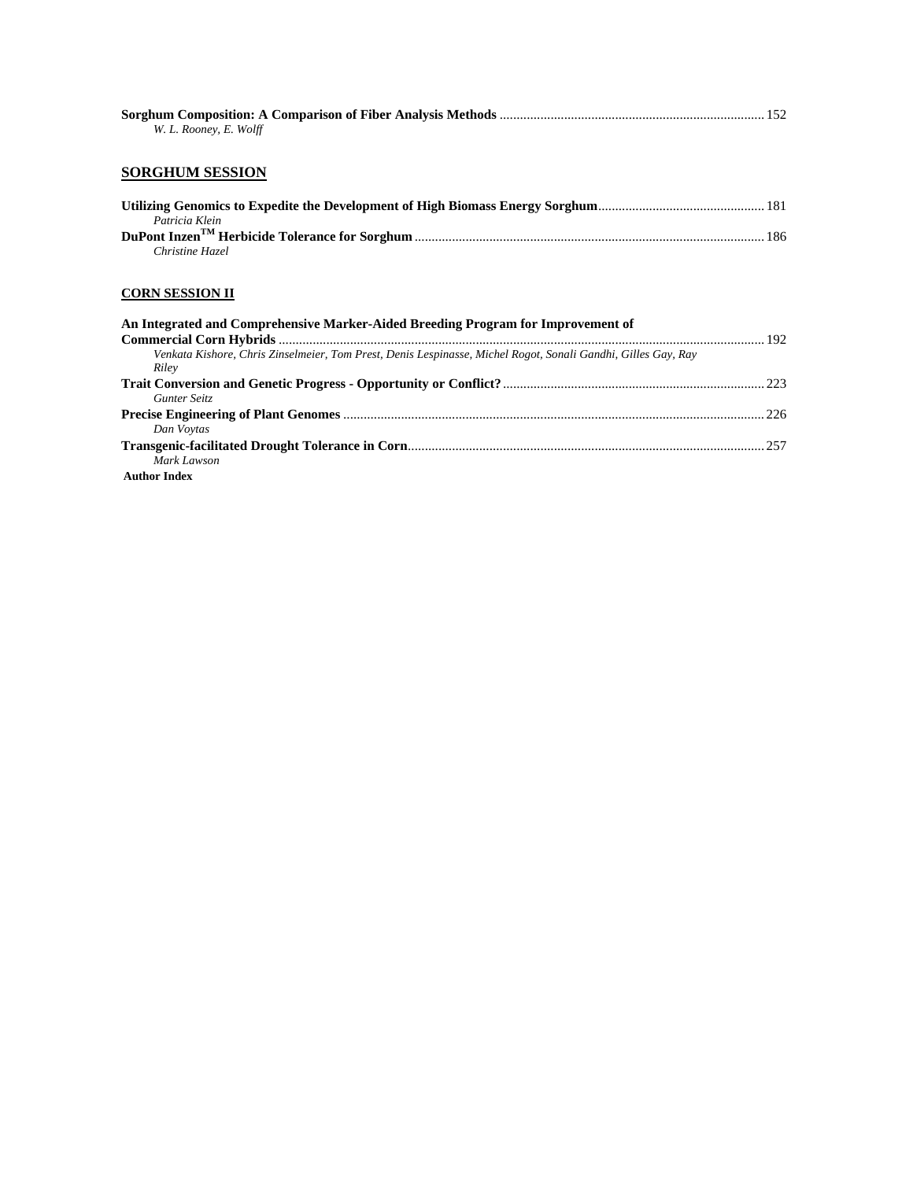**Sorghum Composition: A Comparison of Fiber Analysis Methods** ............................................................................. 152
*W. L. Rooney, E. Wolff*

## SORGHUM SESSION

**Utilizing Genomics to Expedite the Development of High Biomass Energy Sorghum** ................................................. 181
*Patricia Klein*

**DuPont Inzen™ Herbicide Tolerance for Sorghum** ...................................................................................................... 186
*Christine Hazel*

## CORN SESSION II

**An Integrated and Comprehensive Marker-Aided Breeding Program for Improvement of Commercial Corn Hybrids** ............................................................................................................................................... 192
*Venkata Kishore, Chris Zinselmeier, Tom Prest, Denis Lespinasse, Michel Rogot, Sonali Gandhi, Gilles Gay, Ray Riley*

**Trait Conversion and Genetic Progress - Opportunity or Conflict?** ............................................................................ 223
*Gunter Seitz*

**Precise Engineering of Plant Genomes** ........................................................................................................................... 226
*Dan Voytas*

**Transgenic-facilitated Drought Tolerance in Corn** ........................................................................................................ 257
*Mark Lawson*

**Author Index**